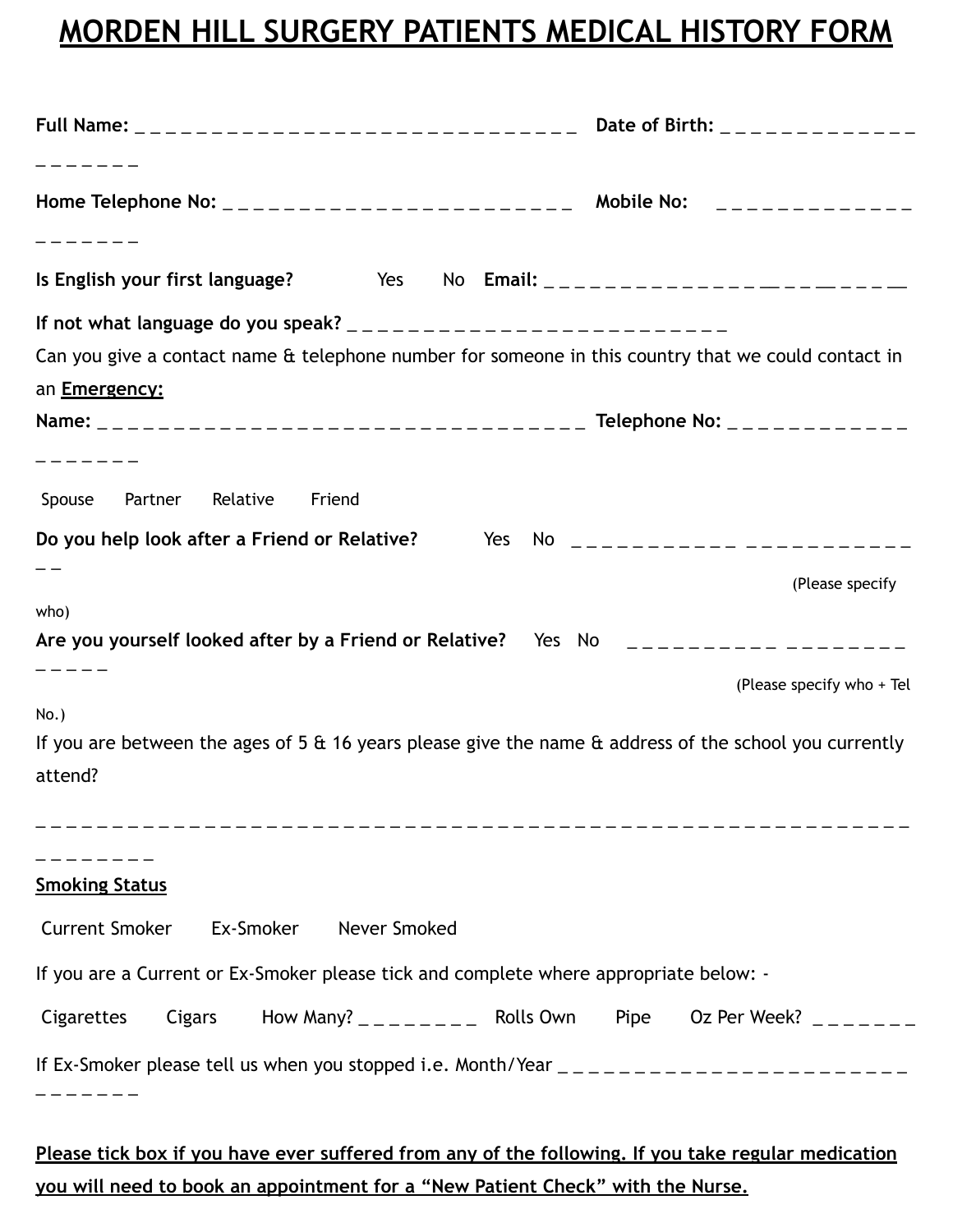# MORDEN HILL SURGERY PATIENTS MEDICAL HISTORY FORM

**Full Name:** _ _ _ _ _ _ _ _ _ _ _ _ _ _ _ _ _ _ _ _ _ _ _ _ _ _ _ _ _ _ _ **Date of Birth:** _ _ _ _ _ _ _ _ _ _ _ _ _ _ _ _ _ _ _ _ _

**Home Telephone No:** _ _ _ _ _ _ _ _ _ _ _ _ _ _ _ _ _ _ _ _ _ _ _ _ _ **Mobile No:** _ _ _ _ _ _ _ _ _ _ _ _ _ _ _ _ _ _ _ _ _

**Is English your first language?** Yes No **Email:** _ _ _ _ _ _ _ _ _ _ _ _ _ _ _ _ _ _ _ _ _ _ _ _ _

**If not what language do you speak?** _ _ _ _ _ _ _ _ _ _ _ _ _ _ _ _ _ _ _ _ _ _ _ _ _ _ _

Can you give a contact name & telephone number for someone in this country that we could contact in an **Emergency:**

**Name:** _ _ _ _ _ _ _ _ _ _ _ _ _ _ _ _ _ _ _ _ _ _ _ _ _ _ _ _ _ _ _ _ _ _ _ **Telephone No:** _ _ _ _ _ _ _ _ _ _ _ _ _ _ _ _ _ _ _ _

Spouse Partner Relative Friend

**Do you help look after a Friend or Relative?** Yes No _ _ _ _ _ _ _ _ _ _ _ _ _ _ _ _ _ _ _ _ _ _ _ _ _ _ (Please specify who)

**Are you yourself looked after by a Friend or Relative?** Yes No _ _ _ _ _ _ _ _ _ _ _ _ _ _ _ _ _ _ _ _ _ _ _ _ (Please specify who + Tel No.)

If you are between the ages of 5 & 16 years please give the name & address of the school you currently attend?

_ _ _ _ _ _ _ _ _ _ _ _ _ _ _ _ _ _ _ _ _ _ _ _ _ _ _ _ _ _ _ _ _ _ _ _ _ _ _ _ _ _ _ _ _ _ _ _ _ _ _ _ _ _ _ _ _ _ _ _ _ _ _ _ _ _ _ _ _ _ _ _

**Smoking Status**

Current Smoker Ex-Smoker Never Smoked

If you are a Current or Ex-Smoker please tick and complete where appropriate below: -

Cigarettes Cigars How Many? _ _ _ _ _ _ _ _ _ Rolls Own Pipe Oz Per Week? _ _ _ _ _ _ _

If Ex-Smoker please tell us when you stopped i.e. Month/Year _ _ _ _ _ _ _ _ _ _ _ _ _ _ _ _ _ _ _ _ _ _ _ _ _ _ _ _ _ _ _ _

**Please tick box if you have ever suffered from any of the following. If you take regular medication you will need to book an appointment for a "New Patient Check" with the Nurse.**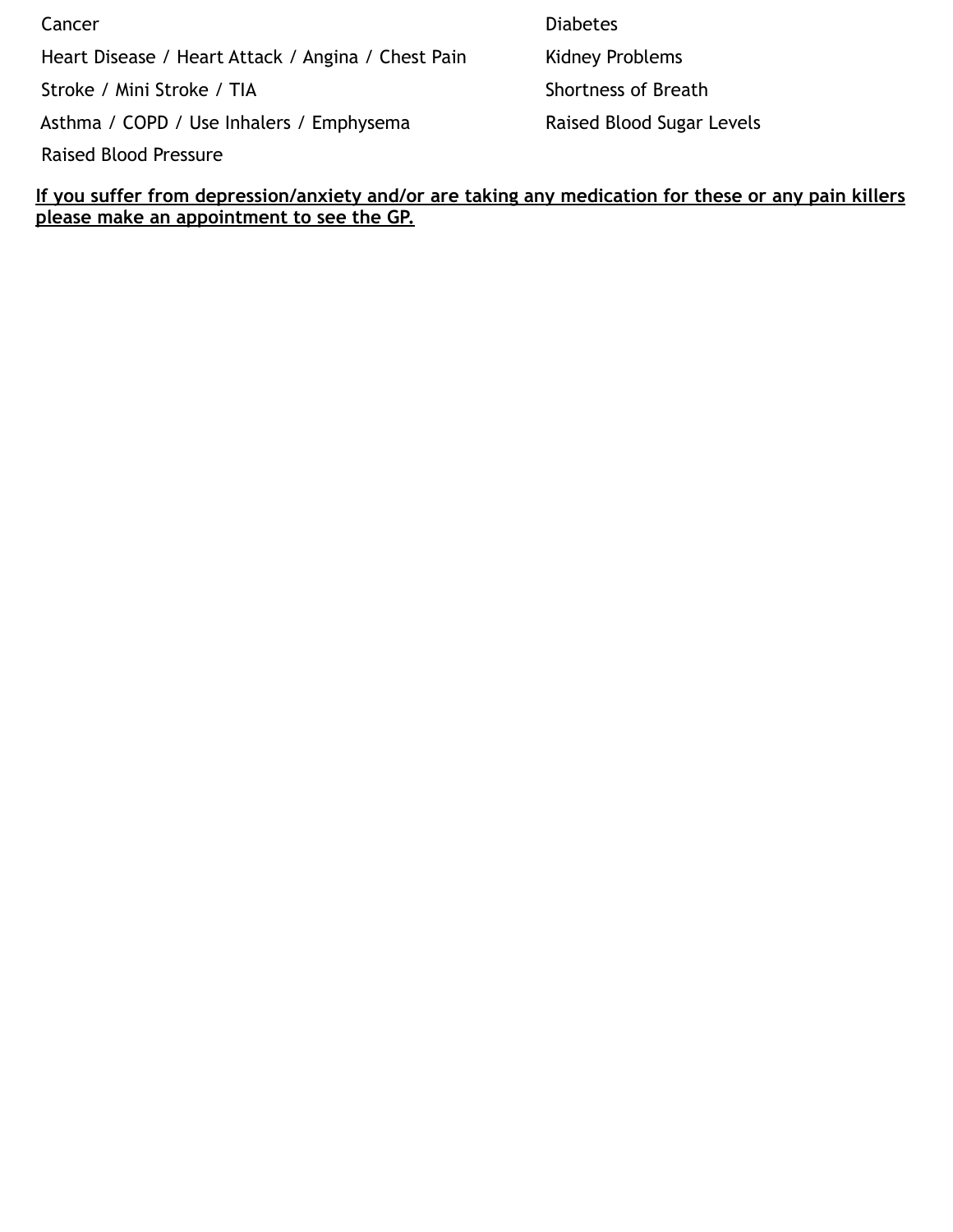Cancer

Heart Disease / Heart Attack / Angina / Chest Pain

Stroke / Mini Stroke / TIA

Asthma / COPD / Use Inhalers / Emphysema

Raised Blood Pressure

Diabetes

Kidney Problems

Shortness of Breath

Raised Blood Sugar Levels

**If you suffer from depression/anxiety and/or are taking any medication for these or any pain killers please make an appointment to see the GP.**